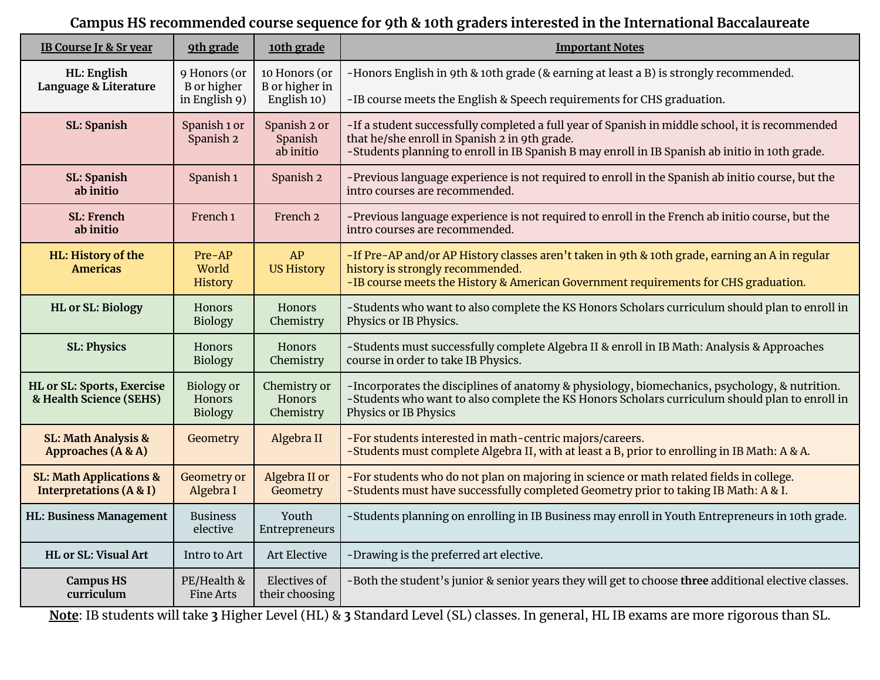# Campus HS recommended course sequence for 9th & 10th graders interested in the International Baccalaureate

| IB Course Jr & Sr year | 9th grade | 10th grade | Important Notes |
|---|---|---|---|
| **HL: English Language & Literature** | 9 Honors (or B or higher in English 9) | 10 Honors (or B or higher in English 10) | -Honors English in 9th & 10th grade (& earning at least a B) is strongly recommended.<br><br>-IB course meets the English & Speech requirements for CHS graduation. |
| **SL: Spanish** | Spanish 1 or Spanish 2 | Spanish 2 or Spanish ab initio | -If a student successfully completed a full year of Spanish in middle school, it is recommended that he/she enroll in Spanish 2 in 9th grade.<br>-Students planning to enroll in IB Spanish B may enroll in IB Spanish ab initio in 10th grade. |
| **SL: Spanish ab initio** | Spanish 1 | Spanish 2 | -Previous language experience is not required to enroll in the Spanish ab initio course, but the intro courses are recommended. |
| **SL: French ab initio** | French 1 | French 2 | -Previous language experience is not required to enroll in the French ab initio course, but the intro courses are recommended. |
| **HL: History of the Americas** | Pre-AP World History | AP US History | -If Pre-AP and/or AP History classes aren't taken in 9th & 10th grade, earning an A in regular history is strongly recommended.<br>-IB course meets the History & American Government requirements for CHS graduation. |
| **HL or SL: Biology** | Honors Biology | Honors Chemistry | -Students who want to also complete the KS Honors Scholars curriculum should plan to enroll in Physics or IB Physics. |
| **SL: Physics** | Honors Biology | Honors Chemistry | -Students must successfully complete Algebra II & enroll in IB Math: Analysis & Approaches course in order to take IB Physics. |
| **HL or SL: Sports, Exercise & Health Science (SEHS)** | Biology or Honors Biology | Chemistry or Honors Chemistry | -Incorporates the disciplines of anatomy & physiology, biomechanics, psychology, & nutrition.<br>-Students who want to also complete the KS Honors Scholars curriculum should plan to enroll in Physics or IB Physics |
| **SL: Math Analysis & Approaches (A & A)** | Geometry | Algebra II | -For students interested in math-centric majors/careers.<br>-Students must complete Algebra II, with at least a B, prior to enrolling in IB Math: A & A. |
| **SL: Math Applications & Interpretations (A & I)** | Geometry or Algebra I | Algebra II or Geometry | -For students who do not plan on majoring in science or math related fields in college.<br>-Students must have successfully completed Geometry prior to taking IB Math: A & I. |
| **HL: Business Management** | Business elective | Youth Entrepreneurs | -Students planning on enrolling in IB Business may enroll in Youth Entrepreneurs in 10th grade. |
| **HL or SL: Visual Art** | Intro to Art | Art Elective | -Drawing is the preferred art elective. |
| **Campus HS curriculum** | PE/Health & Fine Arts | Electives of their choosing | -Both the student's junior & senior years they will get to choose **three** additional elective classes. |

**Note**: IB students will take **3** Higher Level (HL) & **3** Standard Level (SL) classes. In general, HL IB exams are more rigorous than SL.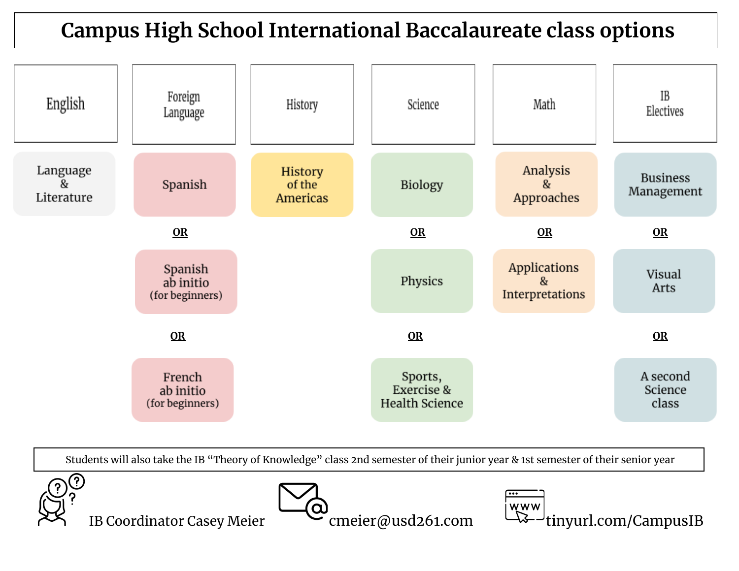# Campus High School International Baccalaureate class options

| English | Foreign Language | History | Science | Math | IB Electives |
|---|---|---|---|---|---|
| Language & Literature | Spanish | History of the Americas | Biology | Analysis & Approaches | Business Management |
| | **OR** | | **OR** | **OR** | **OR** |
| | Spanish ab initio (for beginners) | | Physics | Applications & Interpretations | Visual Arts |
| | **OR** | | **OR** | | **OR** |
| | French ab initio (for beginners) | | Sports, Exercise & Health Science | | A second Science class |

Students will also take the IB "Theory of Knowledge" class 2nd semester of their junior year & 1st semester of their senior year

IB Coordinator Casey Meier

cmeier@usd261.com

tinyurl.com/CampusIB